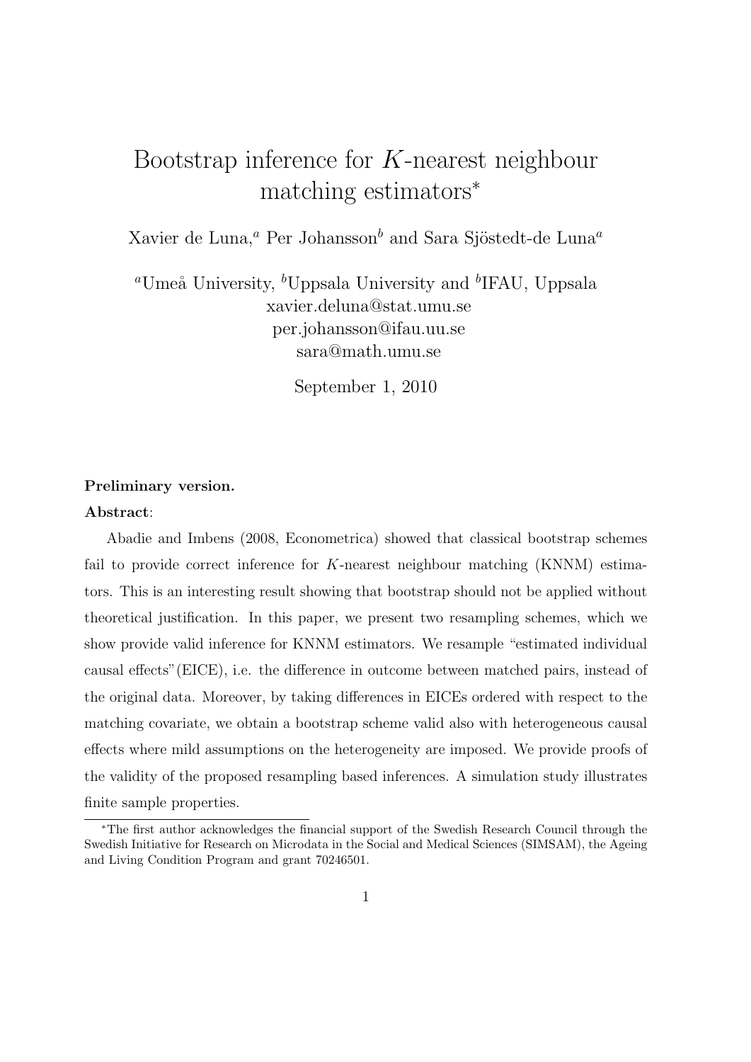# Bootstrap inference for $K$-nearest neighbour matching estimators*

Xavier de Luna,[a] Per Johansson[b] and Sara Sjöstedt-de Luna[a]

[a]Umeå University, [b]Uppsala University and [b]IFAU, Uppsala
xavier.deluna@stat.umu.se
per.johansson@ifau.uu.se
sara@math.umu.se

September 1, 2010

**Preliminary version.**

**Abstract**:

Abadie and Imbens (2008, Econometrica) showed that classical bootstrap schemes fail to provide correct inference for $K$-nearest neighbour matching (KNNM) estimators. This is an interesting result showing that bootstrap should not be applied without theoretical justification. In this paper, we present two resampling schemes, which we show provide valid inference for KNNM estimators. We resample "estimated individual causal effects"(EICE), i.e. the difference in outcome between matched pairs, instead of the original data. Moreover, by taking differences in EICEs ordered with respect to the matching covariate, we obtain a bootstrap scheme valid also with heterogeneous causal effects where mild assumptions on the heterogeneity are imposed. We provide proofs of the validity of the proposed resampling based inferences. A simulation study illustrates finite sample properties.

---

*The first author acknowledges the financial support of the Swedish Research Council through the Swedish Initiative for Research on Microdata in the Social and Medical Sciences (SIMSAM), the Ageing and Living Condition Program and grant 70246501.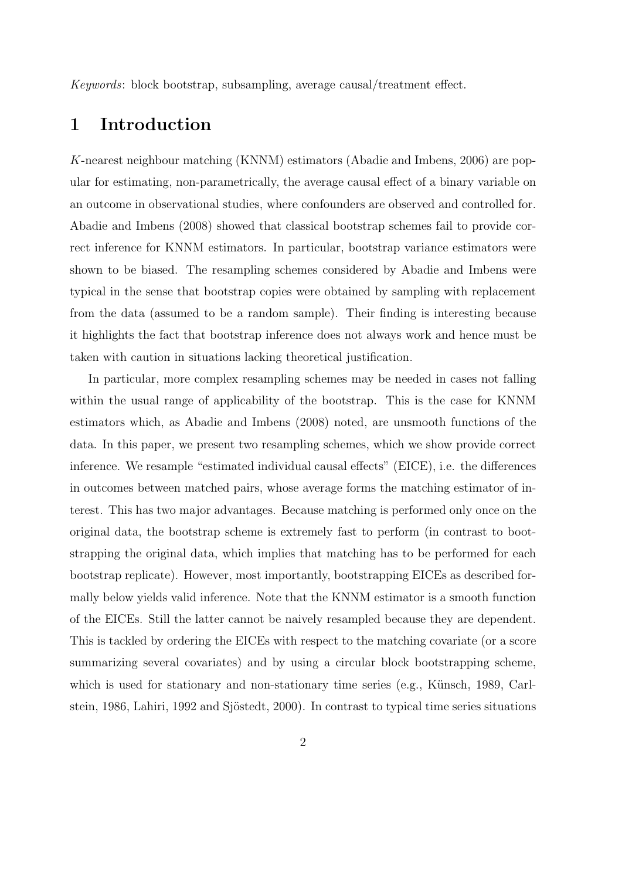*Keywords*: block bootstrap, subsampling, average causal/treatment effect.

# 1 Introduction

$K$-nearest neighbour matching (KNNM) estimators (Abadie and Imbens, 2006) are popular for estimating, non-parametrically, the average causal effect of a binary variable on an outcome in observational studies, where confounders are observed and controlled for. Abadie and Imbens (2008) showed that classical bootstrap schemes fail to provide correct inference for KNNM estimators. In particular, bootstrap variance estimators were shown to be biased. The resampling schemes considered by Abadie and Imbens were typical in the sense that bootstrap copies were obtained by sampling with replacement from the data (assumed to be a random sample). Their finding is interesting because it highlights the fact that bootstrap inference does not always work and hence must be taken with caution in situations lacking theoretical justification.

In particular, more complex resampling schemes may be needed in cases not falling within the usual range of applicability of the bootstrap. This is the case for KNNM estimators which, as Abadie and Imbens (2008) noted, are unsmooth functions of the data. In this paper, we present two resampling schemes, which we show provide correct inference. We resample "estimated individual causal effects" (EICE), i.e. the differences in outcomes between matched pairs, whose average forms the matching estimator of interest. This has two major advantages. Because matching is performed only once on the original data, the bootstrap scheme is extremely fast to perform (in contrast to bootstrapping the original data, which implies that matching has to be performed for each bootstrap replicate). However, most importantly, bootstrapping EICEs as described formally below yields valid inference. Note that the KNNM estimator is a smooth function of the EICEs. Still the latter cannot be naively resampled because they are dependent. This is tackled by ordering the EICEs with respect to the matching covariate (or a score summarizing several covariates) and by using a circular block bootstrapping scheme, which is used for stationary and non-stationary time series (e.g., Künsch, 1989, Carlstein, 1986, Lahiri, 1992 and Sjöstedt, 2000). In contrast to typical time series situations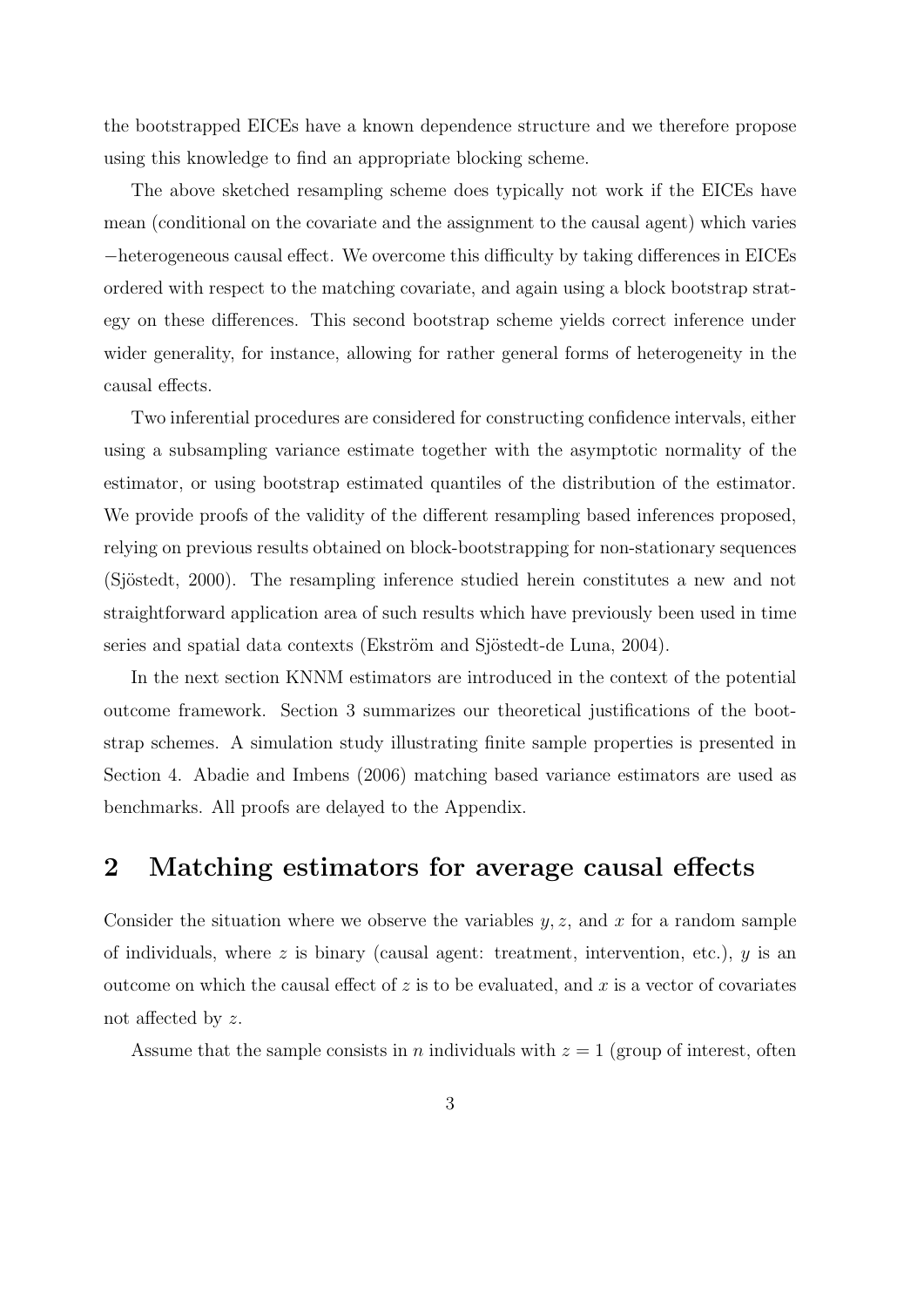the bootstrapped EICEs have a known dependence structure and we therefore propose using this knowledge to find an appropriate blocking scheme.

The above sketched resampling scheme does typically not work if the EICEs have mean (conditional on the covariate and the assignment to the causal agent) which varies −heterogeneous causal effect. We overcome this difficulty by taking differences in EICEs ordered with respect to the matching covariate, and again using a block bootstrap strategy on these differences. This second bootstrap scheme yields correct inference under wider generality, for instance, allowing for rather general forms of heterogeneity in the causal effects.

Two inferential procedures are considered for constructing confidence intervals, either using a subsampling variance estimate together with the asymptotic normality of the estimator, or using bootstrap estimated quantiles of the distribution of the estimator. We provide proofs of the validity of the different resampling based inferences proposed, relying on previous results obtained on block-bootstrapping for non-stationary sequences (Sjöstedt, 2000). The resampling inference studied herein constitutes a new and not straightforward application area of such results which have previously been used in time series and spatial data contexts (Ekström and Sjöstedt-de Luna, 2004).

In the next section KNNM estimators are introduced in the context of the potential outcome framework. Section 3 summarizes our theoretical justifications of the bootstrap schemes. A simulation study illustrating finite sample properties is presented in Section 4. Abadie and Imbens (2006) matching based variance estimators are used as benchmarks. All proofs are delayed to the Appendix.

## 2 Matching estimators for average causal effects

Consider the situation where we observe the variables $y, z$, and $x$ for a random sample of individuals, where $z$ is binary (causal agent: treatment, intervention, etc.), $y$ is an outcome on which the causal effect of $z$ is to be evaluated, and $x$ is a vector of covariates not affected by $z$.

Assume that the sample consists in $n$ individuals with $z = 1$ (group of interest, often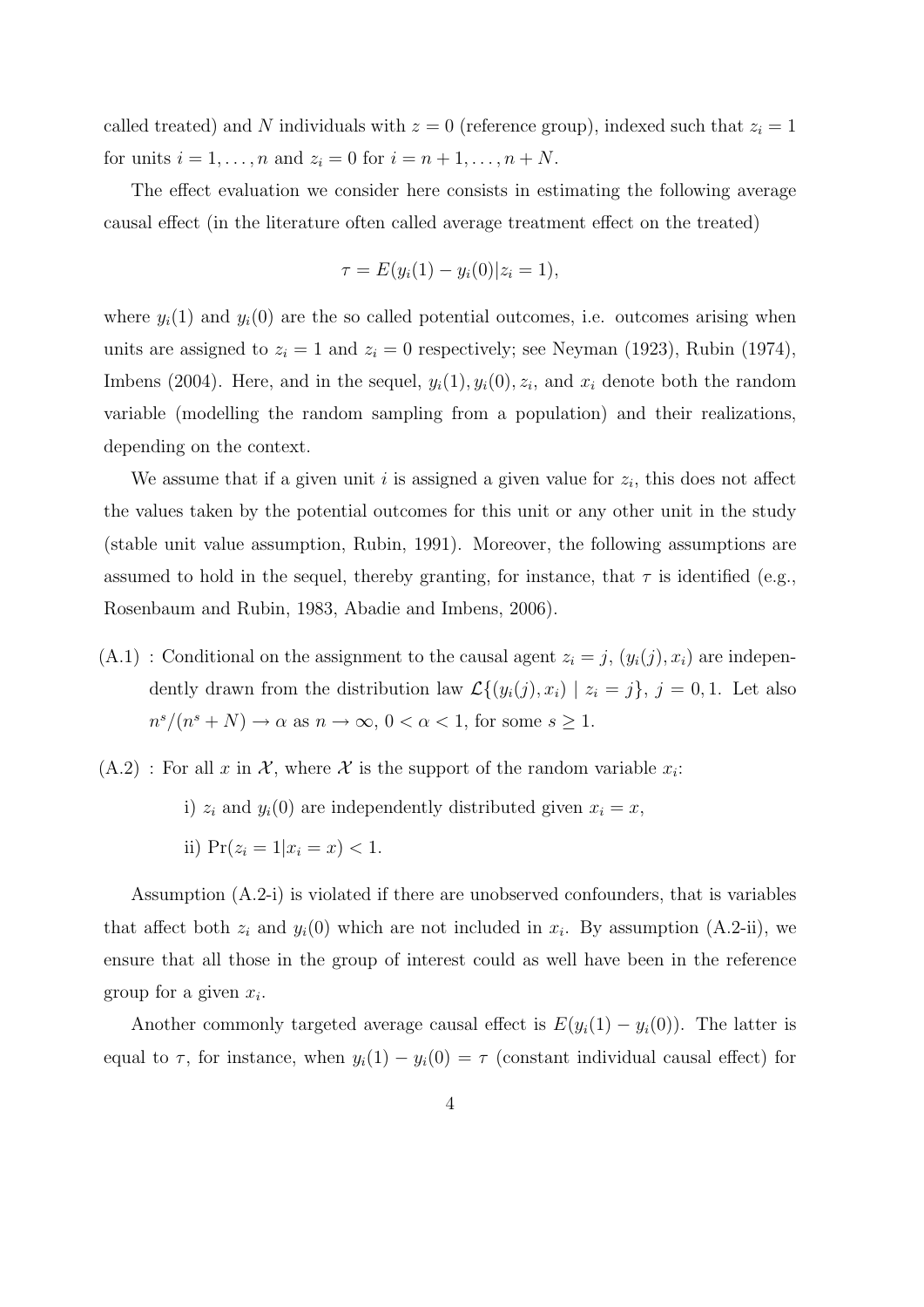called treated) and $N$ individuals with $z = 0$ (reference group), indexed such that $z_i = 1$ for units $i = 1, \ldots, n$ and $z_i = 0$ for $i = n+1, \ldots, n+N$.

The effect evaluation we consider here consists in estimating the following average causal effect (in the literature often called average treatment effect on the treated)

$$\tau = E(y_i(1) - y_i(0)|z_i = 1),$$

where $y_i(1)$ and $y_i(0)$ are the so called potential outcomes, i.e. outcomes arising when units are assigned to $z_i = 1$ and $z_i = 0$ respectively; see Neyman (1923), Rubin (1974), Imbens (2004). Here, and in the sequel, $y_i(1), y_i(0), z_i$, and $x_i$ denote both the random variable (modelling the random sampling from a population) and their realizations, depending on the context.

We assume that if a given unit $i$ is assigned a given value for $z_i$, this does not affect the values taken by the potential outcomes for this unit or any other unit in the study (stable unit value assumption, Rubin, 1991). Moreover, the following assumptions are assumed to hold in the sequel, thereby granting, for instance, that $\tau$ is identified (e.g., Rosenbaum and Rubin, 1983, Abadie and Imbens, 2006).

(A.1) : Conditional on the assignment to the causal agent $z_i = j$, $(y_i(j), x_i)$ are independently drawn from the distribution law $\mathcal{L}\{(y_i(j), x_i) \mid z_i = j\}$, $j = 0, 1$. Let also $n^s/(n^s + N) \to \alpha$ as $n \to \infty$, $0 < \alpha < 1$, for some $s \geq 1$.

(A.2) : For all $x$ in $\mathcal{X}$, where $\mathcal{X}$ is the support of the random variable $x_i$:

i) $z_i$ and $y_i(0)$ are independently distributed given $x_i = x$,

ii) $\Pr(z_i = 1|x_i = x) < 1$.

Assumption (A.2-i) is violated if there are unobserved confounders, that is variables that affect both $z_i$ and $y_i(0)$ which are not included in $x_i$. By assumption (A.2-ii), we ensure that all those in the group of interest could as well have been in the reference group for a given $x_i$.

Another commonly targeted average causal effect is $E(y_i(1) - y_i(0))$. The latter is equal to $\tau$, for instance, when $y_i(1) - y_i(0) = \tau$ (constant individual causal effect) for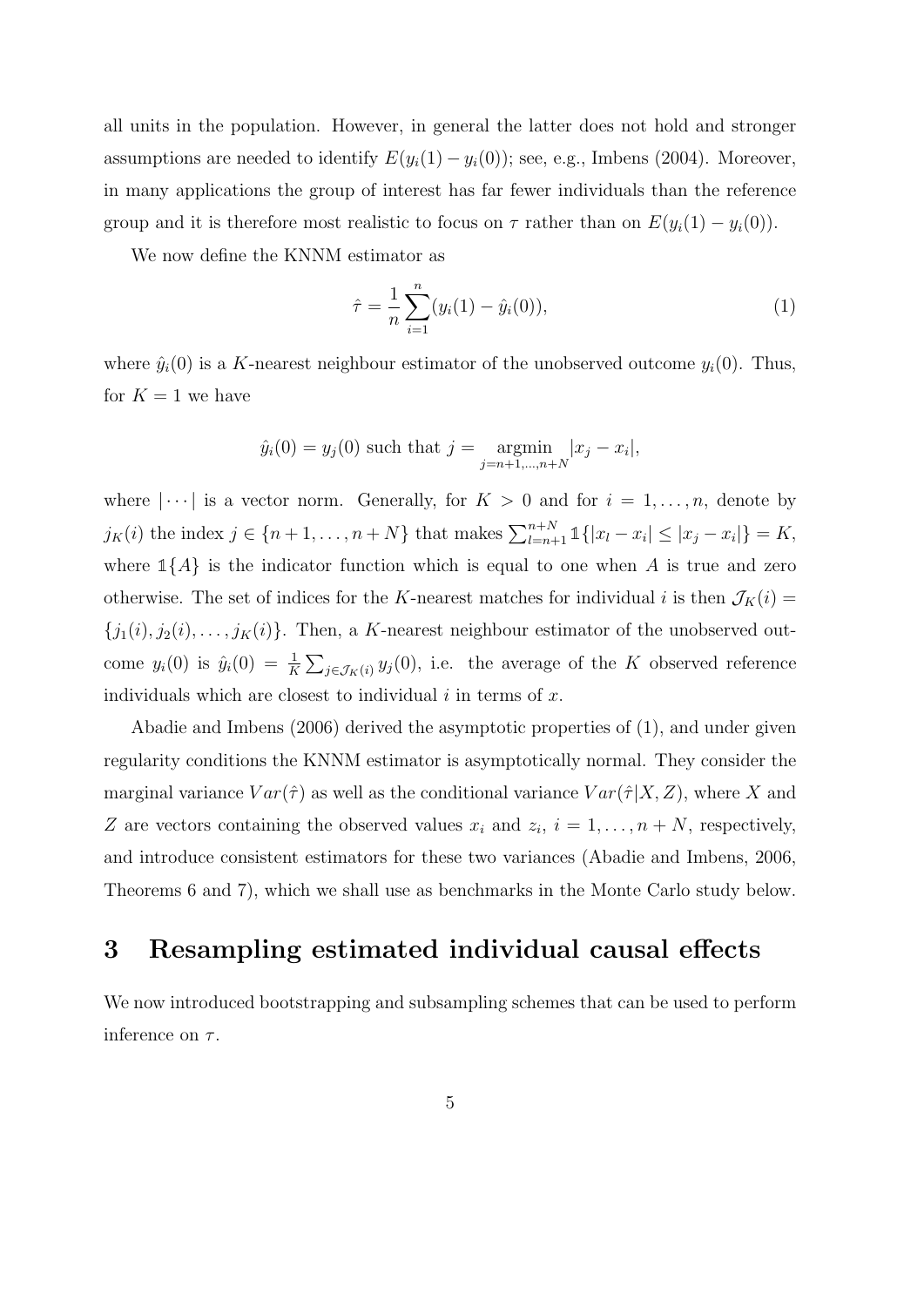all units in the population. However, in general the latter does not hold and stronger assumptions are needed to identify $E(y_i(1) - y_i(0))$; see, e.g., Imbens (2004). Moreover, in many applications the group of interest has far fewer individuals than the reference group and it is therefore most realistic to focus on $\tau$ rather than on $E(y_i(1) - y_i(0))$.

We now define the KNNM estimator as

$$\hat{\tau} = \frac{1}{n}\sum_{i=1}^{n}(y_i(1) - \hat{y}_i(0)), \tag{1}$$

where $\hat{y}_i(0)$ is a $K$-nearest neighbour estimator of the unobserved outcome $y_i(0)$. Thus, for $K = 1$ we have

$$\hat{y}_i(0) = y_j(0) \text{ such that } j = \underset{j=n+1,\dots,n+N}{\text{argmin}} |x_j - x_i|,$$

where $|\cdots|$ is a vector norm. Generally, for $K > 0$ and for $i = 1, \dots, n$, denote by $j_K(i)$ the index $j \in \{n+1, \dots, n+N\}$ that makes $\sum_{l=n+1}^{n+N} \mathbb{1}\{|x_l - x_i| \leq |x_j - x_i|\} = K$, where $\mathbb{1}\{A\}$ is the indicator function which is equal to one when $A$ is true and zero otherwise. The set of indices for the $K$-nearest matches for individual $i$ is then $\mathcal{J}_K(i) = \{j_1(i), j_2(i), \dots, j_K(i)\}$. Then, a $K$-nearest neighbour estimator of the unobserved outcome $y_i(0)$ is $\hat{y}_i(0) = \frac{1}{K}\sum_{j \in \mathcal{J}_K(i)} y_j(0)$, i.e. the average of the $K$ observed reference individuals which are closest to individual $i$ in terms of $x$.

Abadie and Imbens (2006) derived the asymptotic properties of (1), and under given regularity conditions the KNNM estimator is asymptotically normal. They consider the marginal variance $Var(\hat{\tau})$ as well as the conditional variance $Var(\hat{\tau}|X, Z)$, where $X$ and $Z$ are vectors containing the observed values $x_i$ and $z_i$, $i = 1, \dots, n+N$, respectively, and introduce consistent estimators for these two variances (Abadie and Imbens, 2006, Theorems 6 and 7), which we shall use as benchmarks in the Monte Carlo study below.

## 3 Resampling estimated individual causal effects

We now introduced bootstrapping and subsampling schemes that can be used to perform inference on $\tau$.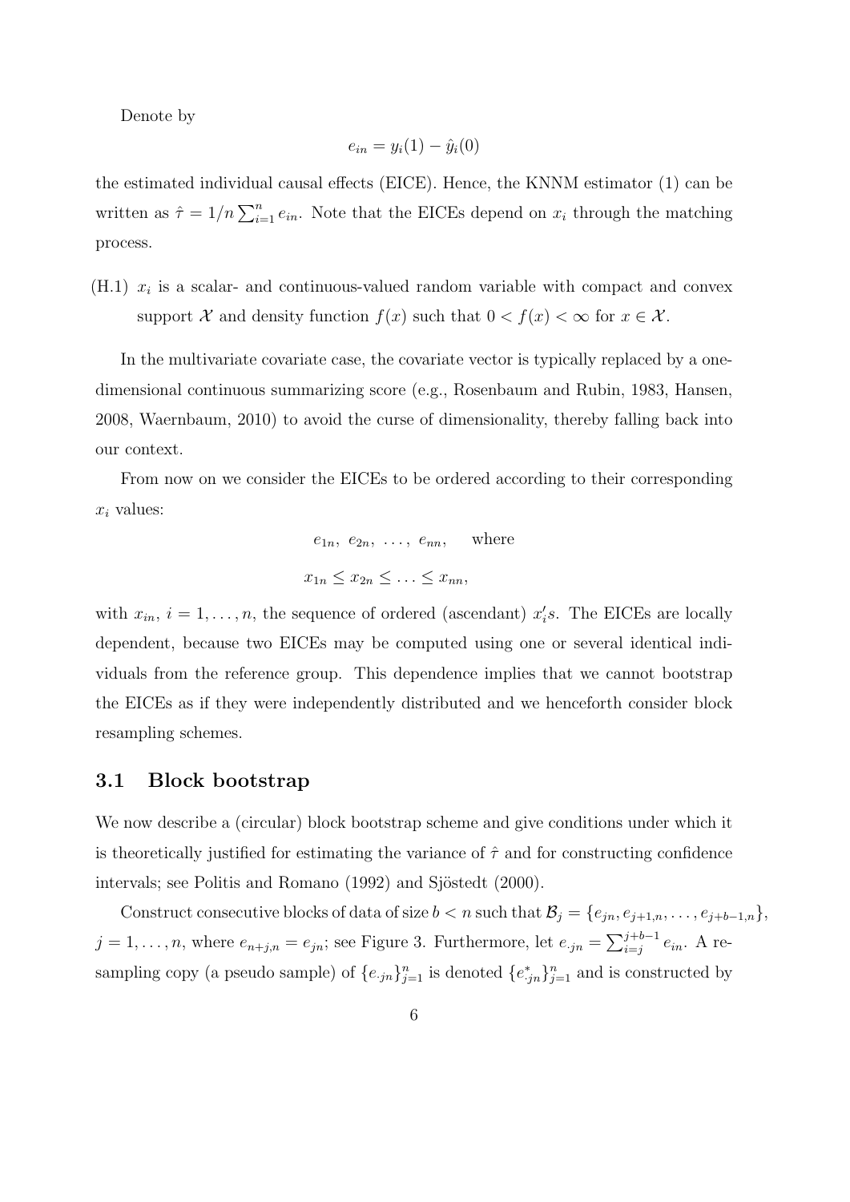Denote by

$$e_{in} = y_i(1) - \hat{y}_i(0)$$

the estimated individual causal effects (EICE). Hence, the KNNM estimator (1) can be written as $\hat{\tau} = 1/n \sum_{i=1}^{n} e_{in}$. Note that the EICEs depend on $x_i$ through the matching process.

(H.1) $x_i$ is a scalar- and continuous-valued random variable with compact and convex support $\mathcal{X}$ and density function $f(x)$ such that $0 < f(x) < \infty$ for $x \in \mathcal{X}$.

In the multivariate covariate case, the covariate vector is typically replaced by a one-dimensional continuous summarizing score (e.g., Rosenbaum and Rubin, 1983, Hansen, 2008, Waernbaum, 2010) to avoid the curse of dimensionality, thereby falling back into our context.

From now on we consider the EICEs to be ordered according to their corresponding $x_i$ values:

$$e_{1n},\ e_{2n},\ \ldots,\ e_{nn}, \quad \text{where}$$

$$x_{1n} \leq x_{2n} \leq \ldots \leq x_{nn},$$

with $x_{in}$, $i = 1, \ldots, n$, the sequence of ordered (ascendant) $x_i's$. The EICEs are locally dependent, because two EICEs may be computed using one or several identical individuals from the reference group. This dependence implies that we cannot bootstrap the EICEs as if they were independently distributed and we henceforth consider block resampling schemes.

## 3.1 Block bootstrap

We now describe a (circular) block bootstrap scheme and give conditions under which it is theoretically justified for estimating the variance of $\hat{\tau}$ and for constructing confidence intervals; see Politis and Romano (1992) and Sjöstedt (2000).

Construct consecutive blocks of data of size $b < n$ such that $\mathcal{B}_j = \{e_{jn}, e_{j+1,n}, \ldots, e_{j+b-1,n}\}$, $j = 1, \ldots, n$, where $e_{n+j,n} = e_{jn}$; see Figure 3. Furthermore, let $e_{\cdot jn} = \sum_{i=j}^{j+b-1} e_{in}$. A resampling copy (a pseudo sample) of $\{e_{\cdot jn}\}_{j=1}^{n}$ is denoted $\{e^*_{\cdot jn}\}_{j=1}^{n}$ and is constructed by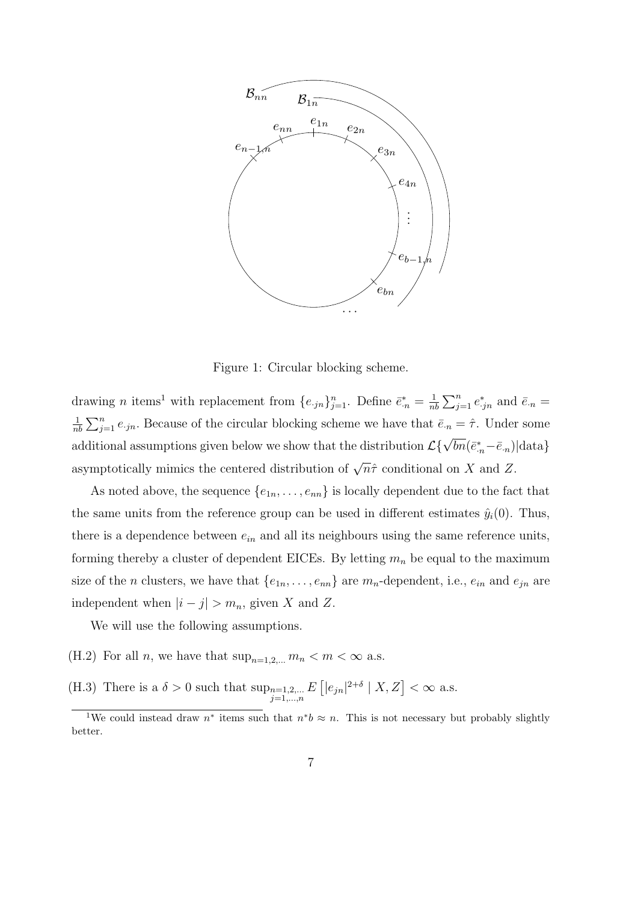$\mathcal{B}_{nn}$

$\mathcal{B}_{1n}$

$e_{1n}$

$e_{nn}$

$e_{2n}$

$e_{n-1,n}$

$e_{3n}$

$e_{4n}$

$\vdots$

$e_{b-1,n}$

$e_{bn}$

$\cdots$

Figure 1: Circular blocking scheme.

drawing $n$ items[1] with replacement from $\{e_{\cdot jn}\}_{j=1}^{n}$. Define $\bar{e}^*_{\cdot n} = \frac{1}{nb}\sum_{j=1}^{n} e^*_{\cdot jn}$ and $\bar{e}_{\cdot n} = \frac{1}{nb}\sum_{j=1}^{n} e_{\cdot jn}$. Because of the circular blocking scheme we have that $\bar{e}_{\cdot n} = \hat{\tau}$. Under some additional assumptions given below we show that the distribution $\mathcal{L}\{\sqrt{bn}(\bar{e}^*_{\cdot n} - \bar{e}_{\cdot n})|\text{data}\}$ asymptotically mimics the centered distribution of $\sqrt{n}\hat{\tau}$ conditional on $X$ and $Z$.

As noted above, the sequence $\{e_{1n}, \ldots, e_{nn}\}$ is locally dependent due to the fact that the same units from the reference group can be used in different estimates $\hat{y}_i(0)$. Thus, there is a dependence between $e_{in}$ and all its neighbours using the same reference units, forming thereby a cluster of dependent EICEs. By letting $m_n$ be equal to the maximum size of the $n$ clusters, we have that $\{e_{1n}, \ldots, e_{nn}\}$ are $m_n$-dependent, i.e., $e_{in}$ and $e_{jn}$ are independent when $|i - j| > m_n$, given $X$ and $Z$.

We will use the following assumptions.

(H.2) For all $n$, we have that $\sup_{n=1,2,\ldots} m_n < m < \infty$ a.s.

(H.3) There is a $\delta > 0$ such that $\sup_{\substack{n=1,2,\ldots \\ j=1,\ldots,n}} E\left[|e_{jn}|^{2+\delta} \mid X, Z\right] < \infty$ a.s.

[1] We could instead draw $n^*$ items such that $n^*b \approx n$. This is not necessary but probably slightly better.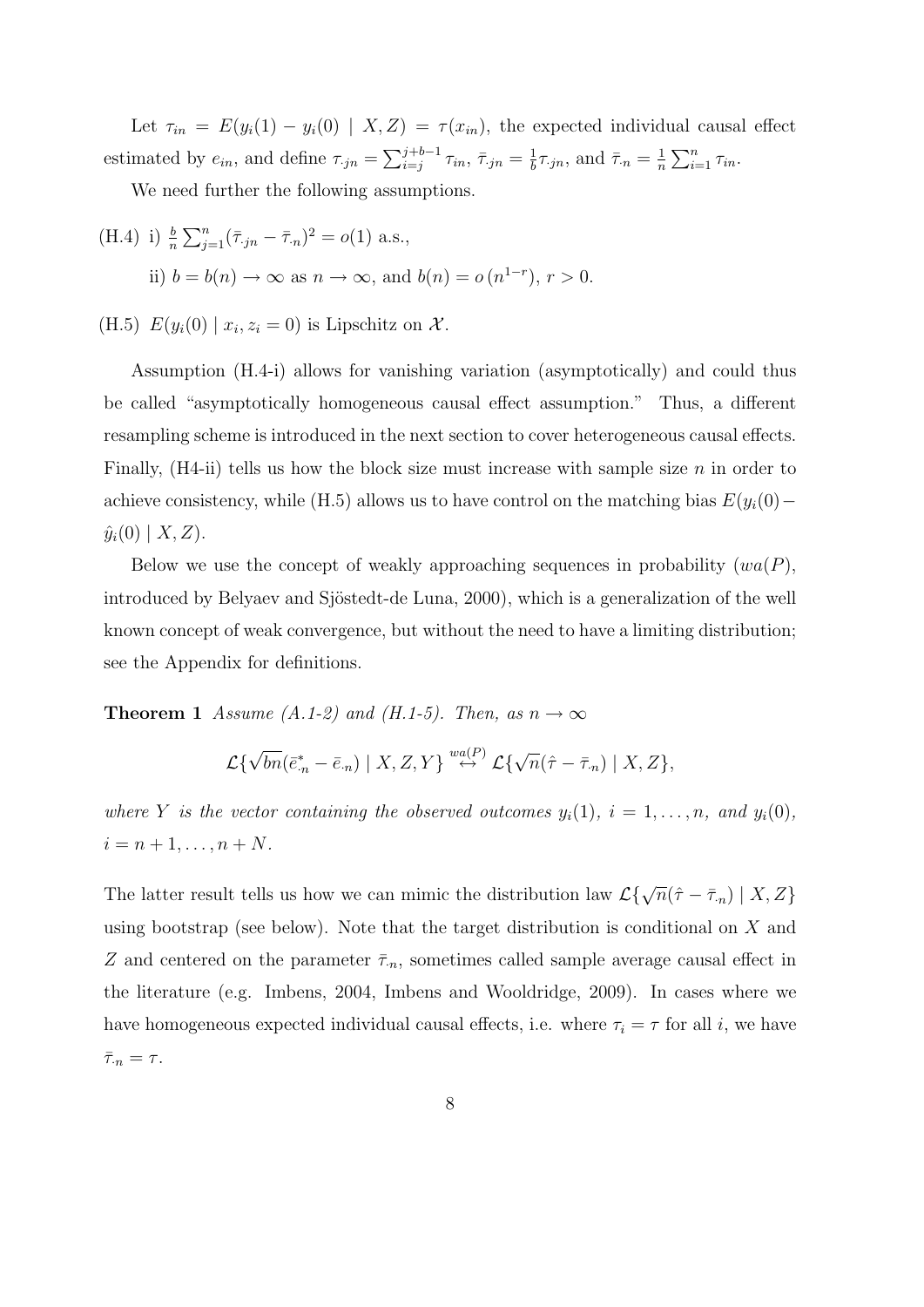Let $\tau_{in} = E(y_i(1) - y_i(0) \mid X, Z) = \tau(x_{in})$, the expected individual causal effect estimated by $e_{in}$, and define $\tau_{\cdot jn} = \sum_{i=j}^{j+b-1} \tau_{in}$, $\bar{\tau}_{\cdot jn} = \frac{1}{b}\tau_{\cdot jn}$, and $\bar{\tau}_{\cdot n} = \frac{1}{n}\sum_{i=1}^{n} \tau_{in}$.

We need further the following assumptions.

(H.4) i) $\frac{b}{n}\sum_{j=1}^{n}(\bar{\tau}_{\cdot jn} - \bar{\tau}_{\cdot n})^2 = o(1)$ a.s.,

ii) $b = b(n) \to \infty$ as $n \to \infty$, and $b(n) = o\left(n^{1-r}\right)$, $r > 0$.

(H.5) $E(y_i(0) \mid x_i, z_i = 0)$ is Lipschitz on $\mathcal{X}$.

Assumption (H.4-i) allows for vanishing variation (asymptotically) and could thus be called "asymptotically homogeneous causal effect assumption." Thus, a different resampling scheme is introduced in the next section to cover heterogeneous causal effects. Finally, (H4-ii) tells us how the block size must increase with sample size $n$ in order to achieve consistency, while (H.5) allows us to have control on the matching bias $E(y_i(0) - \hat{y}_i(0) \mid X, Z)$.

Below we use the concept of weakly approaching sequences in probability ($wa(P)$, introduced by Belyaev and Sjöstedt-de Luna, 2000), which is a generalization of the well known concept of weak convergence, but without the need to have a limiting distribution; see the Appendix for definitions.

**Theorem 1** *Assume (A.1-2) and (H.1-5). Then, as $n \to \infty$*

$$\mathcal{L}\{\sqrt{bn}(\bar{e}^*_{\cdot n} - \bar{e}_{\cdot n}) \mid X, Z, Y\} \overset{wa(P)}{\leftrightarrow} \mathcal{L}\{\sqrt{n}(\hat{\tau} - \bar{\tau}_{\cdot n}) \mid X, Z\},$$

*where $Y$ is the vector containing the observed outcomes $y_i(1)$, $i = 1, \ldots, n$, and $y_i(0)$, $i = n+1, \ldots, n+N$.*

The latter result tells us how we can mimic the distribution law $\mathcal{L}\{\sqrt{n}(\hat{\tau} - \bar{\tau}_{\cdot n}) \mid X, Z\}$ using bootstrap (see below). Note that the target distribution is conditional on $X$ and $Z$ and centered on the parameter $\bar{\tau}_{\cdot n}$, sometimes called sample average causal effect in the literature (e.g. Imbens, 2004, Imbens and Wooldridge, 2009). In cases where we have homogeneous expected individual causal effects, i.e. where $\tau_i = \tau$ for all $i$, we have $\bar{\tau}_{\cdot n} = \tau$.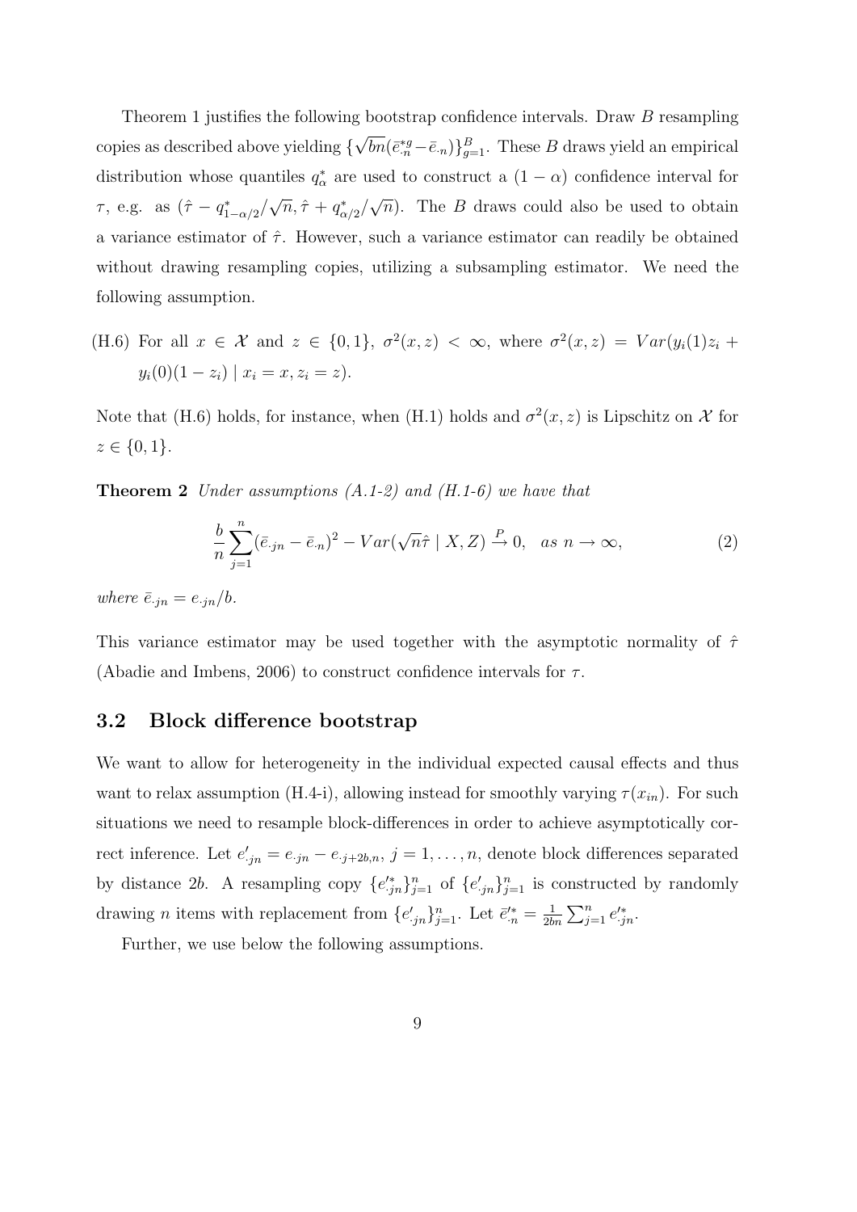Theorem 1 justifies the following bootstrap confidence intervals. Draw $B$ resampling copies as described above yielding $\{\sqrt{bn}(\bar{e}^{*g}_{\cdot n} - \bar{e}_{\cdot n})\}_{g=1}^{B}$. These $B$ draws yield an empirical distribution whose quantiles $q^*_\alpha$ are used to construct a $(1-\alpha)$ confidence interval for $\tau$, e.g. as $(\hat{\tau} - q^*_{1-\alpha/2}/\sqrt{n}, \hat{\tau} + q^*_{\alpha/2}/\sqrt{n})$. The $B$ draws could also be used to obtain a variance estimator of $\hat{\tau}$. However, such a variance estimator can readily be obtained without drawing resampling copies, utilizing a subsampling estimator. We need the following assumption.

(H.6) For all $x \in \mathcal{X}$ and $z \in \{0,1\}$, $\sigma^2(x,z) < \infty$, where $\sigma^2(x,z) = Var(y_i(1)z_i + y_i(0)(1-z_i) \mid x_i = x, z_i = z)$.

Note that (H.6) holds, for instance, when (H.1) holds and $\sigma^2(x,z)$ is Lipschitz on $\mathcal{X}$ for $z \in \{0,1\}$.

**Theorem 2** *Under assumptions (A.1-2) and (H.1-6) we have that*

$$\frac{b}{n}\sum_{j=1}^{n}(\bar{e}_{\cdot jn} - \bar{e}_{\cdot n})^2 - Var(\sqrt{n}\hat{\tau} \mid X, Z) \xrightarrow{P} 0, \quad as\ n \to \infty, \tag{2}$$

*where* $\bar{e}_{\cdot jn} = e_{\cdot jn}/b$.

This variance estimator may be used together with the asymptotic normality of $\hat{\tau}$ (Abadie and Imbens, 2006) to construct confidence intervals for $\tau$.

## 3.2 Block difference bootstrap

We want to allow for heterogeneity in the individual expected causal effects and thus want to relax assumption (H.4-i), allowing instead for smoothly varying $\tau(x_{in})$. For such situations we need to resample block-differences in order to achieve asymptotically correct inference. Let $e'_{\cdot jn} = e_{\cdot jn} - e_{\cdot j+2b,n}$, $j = 1, \ldots, n$, denote block differences separated by distance $2b$. A resampling copy $\{e'^*_{\cdot jn}\}_{j=1}^{n}$ of $\{e'_{\cdot jn}\}_{j=1}^{n}$ is constructed by randomly drawing $n$ items with replacement from $\{e'_{\cdot jn}\}_{j=1}^{n}$. Let $\bar{e}'^*_{\cdot n} = \frac{1}{2bn}\sum_{j=1}^{n} e'^*_{\cdot jn}$.

Further, we use below the following assumptions.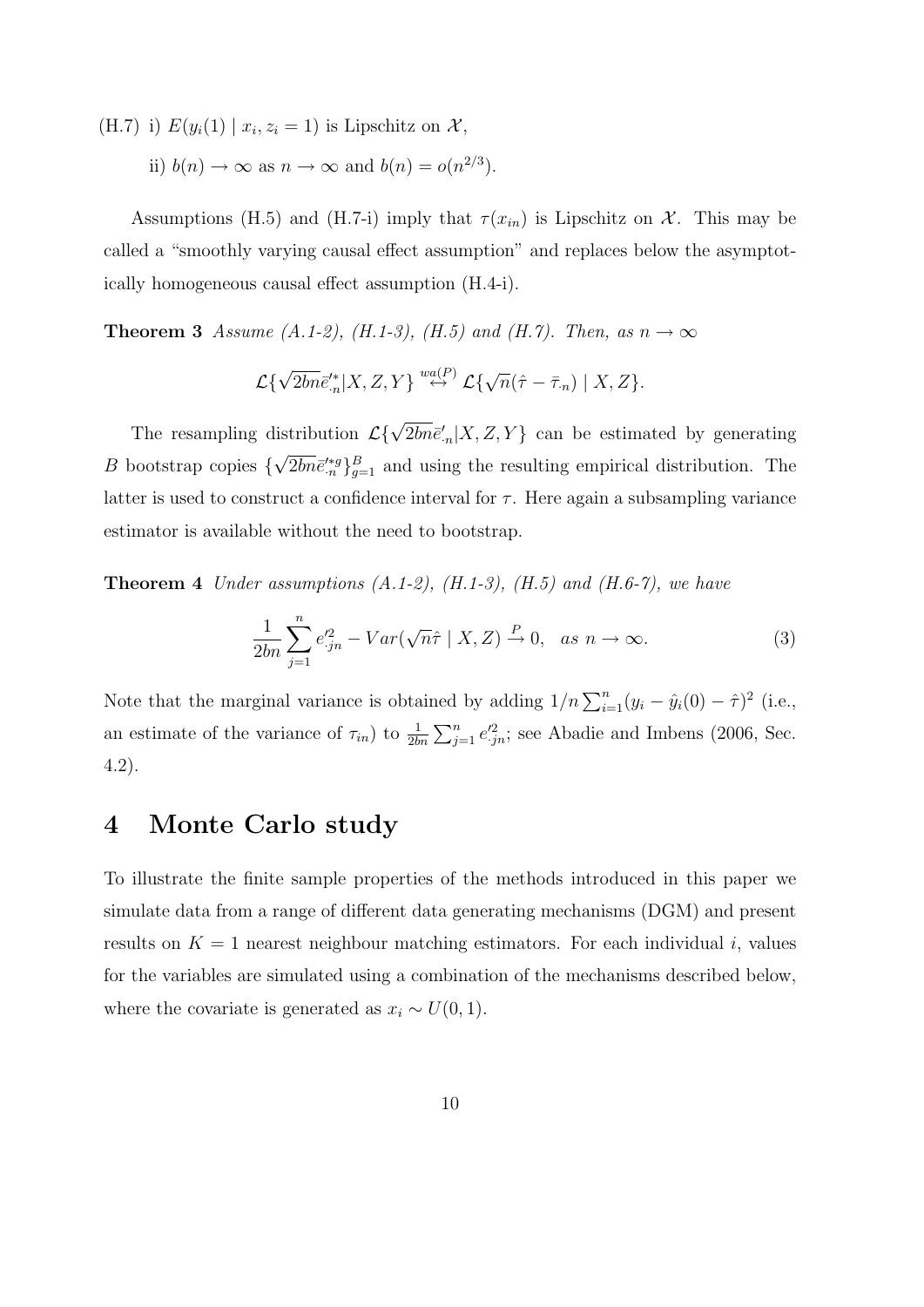(H.7) i) $E(y_i(1) \mid x_i, z_i = 1)$ is Lipschitz on $\mathcal{X}$,

ii) $b(n) \to \infty$ as $n \to \infty$ and $b(n) = o(n^{2/3})$.

Assumptions (H.5) and (H.7-i) imply that $\tau(x_{in})$ is Lipschitz on $\mathcal{X}$. This may be called a "smoothly varying causal effect assumption" and replaces below the asymptotically homogeneous causal effect assumption (H.4-i).

**Theorem 3** *Assume (A.1-2), (H.1-3), (H.5) and (H.7). Then, as* $n \to \infty$

$$\mathcal{L}\{\sqrt{2bn}\bar{e}'^{*}_{\cdot n}|X, Z, Y\} \overset{wa(P)}{\leftrightarrow} \mathcal{L}\{\sqrt{n}(\hat{\tau} - \bar{\tau}_{\cdot n}) \mid X, Z\}.$$

The resampling distribution $\mathcal{L}\{\sqrt{2bn}\bar{e}'_{\cdot n}|X, Z, Y\}$ can be estimated by generating $B$ bootstrap copies $\{\sqrt{2bn}\bar{e}'^{*g}_{\cdot n}\}_{g=1}^{B}$ and using the resulting empirical distribution. The latter is used to construct a confidence interval for $\tau$. Here again a subsampling variance estimator is available without the need to bootstrap.

**Theorem 4** *Under assumptions (A.1-2), (H.1-3), (H.5) and (H.6-7), we have*

$$\frac{1}{2bn}\sum_{j=1}^{n} e'^{2}_{\cdot jn} - Var(\sqrt{n}\hat{\tau} \mid X, Z) \overset{P}{\to} 0, \quad as\ n \to \infty. \tag{3}$$

Note that the marginal variance is obtained by adding $1/n\sum_{i=1}^{n}(y_i - \hat{y}_i(0) - \hat{\tau})^2$ (i.e., an estimate of the variance of $\tau_{in}$) to $\frac{1}{2bn}\sum_{j=1}^{n} e'^{2}_{\cdot jn}$; see Abadie and Imbens (2006, Sec. 4.2).

# 4 Monte Carlo study

To illustrate the finite sample properties of the methods introduced in this paper we simulate data from a range of different data generating mechanisms (DGM) and present results on $K = 1$ nearest neighbour matching estimators. For each individual $i$, values for the variables are simulated using a combination of the mechanisms described below, where the covariate is generated as $x_i \sim U(0, 1)$.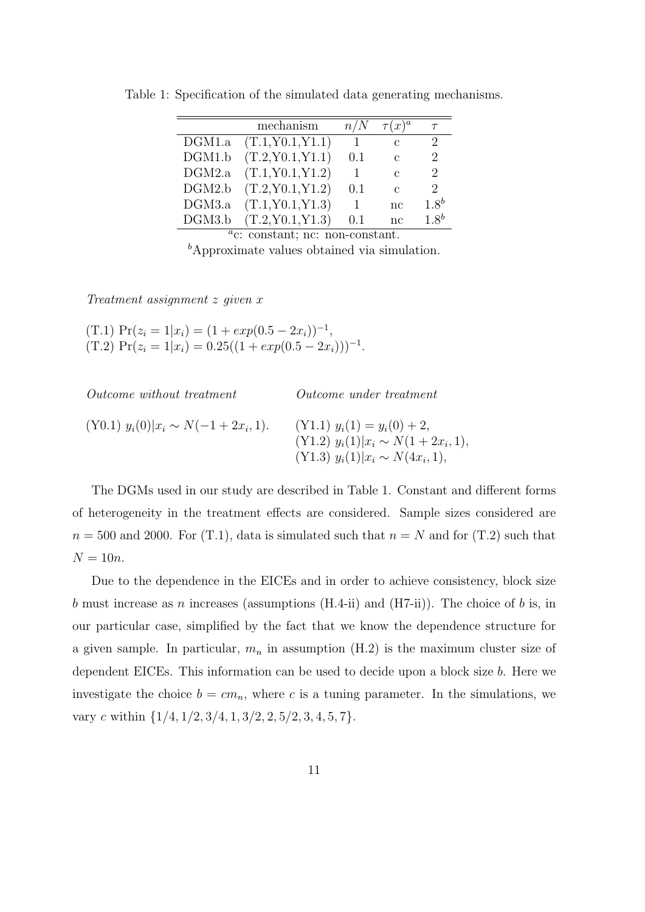Table 1: Specification of the simulated data generating mechanisms.

| | mechanism | $n/N$ | $\tau(x)^a$ | $\tau$ |
|---|---|---|---|---|
| DGM1.a | (T.1,Y0.1,Y1.1) | 1 | c | 2 |
| DGM1.b | (T.2,Y0.1,Y1.1) | 0.1 | c | 2 |
| DGM2.a | (T.1,Y0.1,Y1.2) | 1 | c | 2 |
| DGM2.b | (T.2,Y0.1,Y1.2) | 0.1 | c | 2 |
| DGM3.a | (T.1,Y0.1,Y1.3) | 1 | nc | $1.8^b$ |
| DGM3.b | (T.2,Y0.1,Y1.3) | 0.1 | nc | $1.8^b$ |

[a]c: constant; nc: non-constant.

[b]Approximate values obtained via simulation.

*Treatment assignment z given x*

(T.1) $\Pr(z_i = 1|x_i) = (1 + exp(0.5 - 2x_i))^{-1}$,
(T.2) $\Pr(z_i = 1|x_i) = 0.25((1 + exp(0.5 - 2x_i)))^{-1}$.

*Outcome without treatment*

(Y0.1) $y_i(0)|x_i \sim N(-1 + 2x_i, 1)$.

*Outcome under treatment*

(Y1.1) $y_i(1) = y_i(0) + 2$,
(Y1.2) $y_i(1)|x_i \sim N(1 + 2x_i, 1)$,
(Y1.3) $y_i(1)|x_i \sim N(4x_i, 1)$,

The DGMs used in our study are described in Table 1. Constant and different forms of heterogeneity in the treatment effects are considered. Sample sizes considered are $n = 500$ and 2000. For (T.1), data is simulated such that $n = N$ and for (T.2) such that $N = 10n$.

Due to the dependence in the EICEs and in order to achieve consistency, block size $b$ must increase as $n$ increases (assumptions (H.4-ii) and (H7-ii)). The choice of $b$ is, in our particular case, simplified by the fact that we know the dependence structure for a given sample. In particular, $m_n$ in assumption (H.2) is the maximum cluster size of dependent EICEs. This information can be used to decide upon a block size $b$. Here we investigate the choice $b = cm_n$, where $c$ is a tuning parameter. In the simulations, we vary $c$ within $\{1/4, 1/2, 3/4, 1, 3/2, 2, 5/2, 3, 4, 5, 7\}$.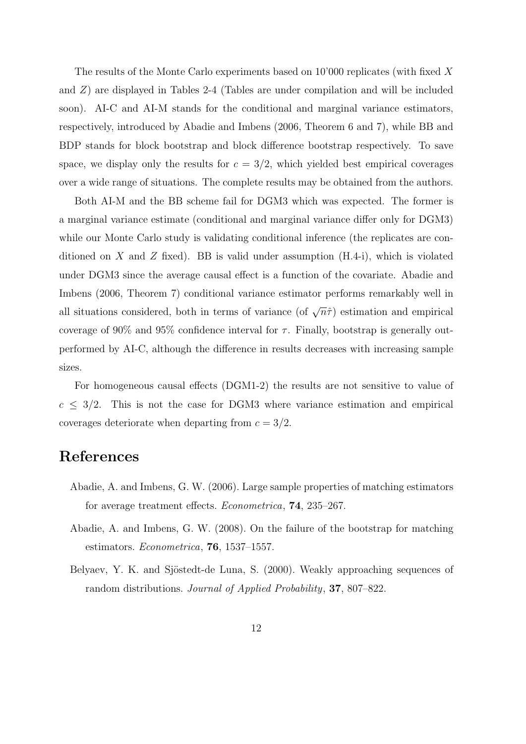The results of the Monte Carlo experiments based on 10'000 replicates (with fixed $X$ and $Z$) are displayed in Tables 2-4 (Tables are under compilation and will be included soon). AI-C and AI-M stands for the conditional and marginal variance estimators, respectively, introduced by Abadie and Imbens (2006, Theorem 6 and 7), while BB and BDP stands for block bootstrap and block difference bootstrap respectively. To save space, we display only the results for $c = 3/2$, which yielded best empirical coverages over a wide range of situations. The complete results may be obtained from the authors.

Both AI-M and the BB scheme fail for DGM3 which was expected. The former is a marginal variance estimate (conditional and marginal variance differ only for DGM3) while our Monte Carlo study is validating conditional inference (the replicates are conditioned on $X$ and $Z$ fixed). BB is valid under assumption (H.4-i), which is violated under DGM3 since the average causal effect is a function of the covariate. Abadie and Imbens (2006, Theorem 7) conditional variance estimator performs remarkably well in all situations considered, both in terms of variance (of $\sqrt{n}\hat{\tau}$) estimation and empirical coverage of 90% and 95% confidence interval for $\tau$. Finally, bootstrap is generally outperformed by AI-C, although the difference in results decreases with increasing sample sizes.

For homogeneous causal effects (DGM1-2) the results are not sensitive to value of $c \leq 3/2$. This is not the case for DGM3 where variance estimation and empirical coverages deteriorate when departing from $c = 3/2$.

# References

Abadie, A. and Imbens, G. W. (2006). Large sample properties of matching estimators for average treatment effects. *Econometrica*, **74**, 235–267.

Abadie, A. and Imbens, G. W. (2008). On the failure of the bootstrap for matching estimators. *Econometrica*, **76**, 1537–1557.

Belyaev, Y. K. and Sjöstedt-de Luna, S. (2000). Weakly approaching sequences of random distributions. *Journal of Applied Probability*, **37**, 807–822.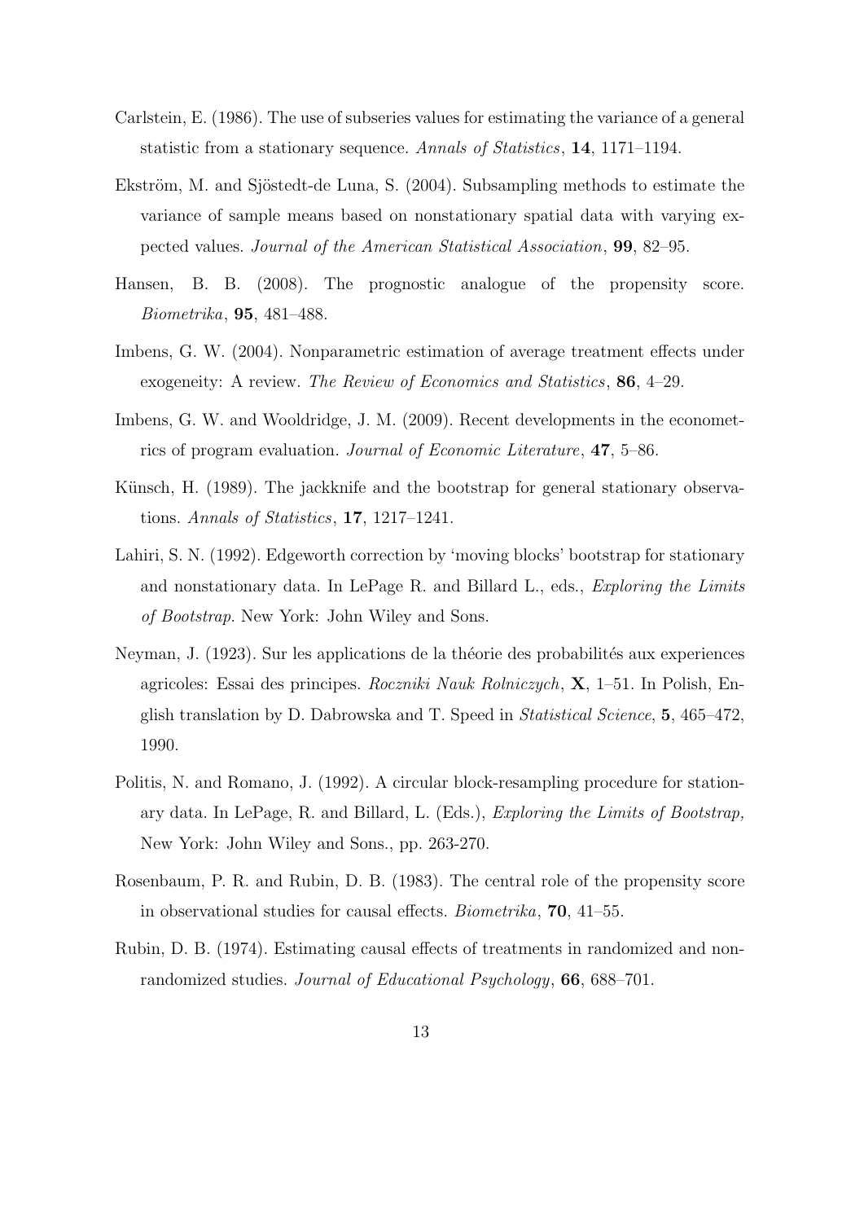Carlstein, E. (1986). The use of subseries values for estimating the variance of a general statistic from a stationary sequence. *Annals of Statistics*, **14**, 1171–1194.

Ekström, M. and Sjöstedt-de Luna, S. (2004). Subsampling methods to estimate the variance of sample means based on nonstationary spatial data with varying expected values. *Journal of the American Statistical Association*, **99**, 82–95.

Hansen, B. B. (2008). The prognostic analogue of the propensity score. *Biometrika*, **95**, 481–488.

Imbens, G. W. (2004). Nonparametric estimation of average treatment effects under exogeneity: A review. *The Review of Economics and Statistics*, **86**, 4–29.

Imbens, G. W. and Wooldridge, J. M. (2009). Recent developments in the econometrics of program evaluation. *Journal of Economic Literature*, **47**, 5–86.

Künsch, H. (1989). The jackknife and the bootstrap for general stationary observations. *Annals of Statistics*, **17**, 1217–1241.

Lahiri, S. N. (1992). Edgeworth correction by 'moving blocks' bootstrap for stationary and nonstationary data. In LePage R. and Billard L., eds., *Exploring the Limits of Bootstrap*. New York: John Wiley and Sons.

Neyman, J. (1923). Sur les applications de la théorie des probabilités aux experiences agricoles: Essai des principes. *Roczniki Nauk Rolniczych*, **X**, 1–51. In Polish, English translation by D. Dabrowska and T. Speed in *Statistical Science*, **5**, 465–472, 1990.

Politis, N. and Romano, J. (1992). A circular block-resampling procedure for stationary data. In LePage, R. and Billard, L. (Eds.), *Exploring the Limits of Bootstrap,* New York: John Wiley and Sons., pp. 263-270.

Rosenbaum, P. R. and Rubin, D. B. (1983). The central role of the propensity score in observational studies for causal effects. *Biometrika*, **70**, 41–55.

Rubin, D. B. (1974). Estimating causal effects of treatments in randomized and nonrandomized studies. *Journal of Educational Psychology*, **66**, 688–701.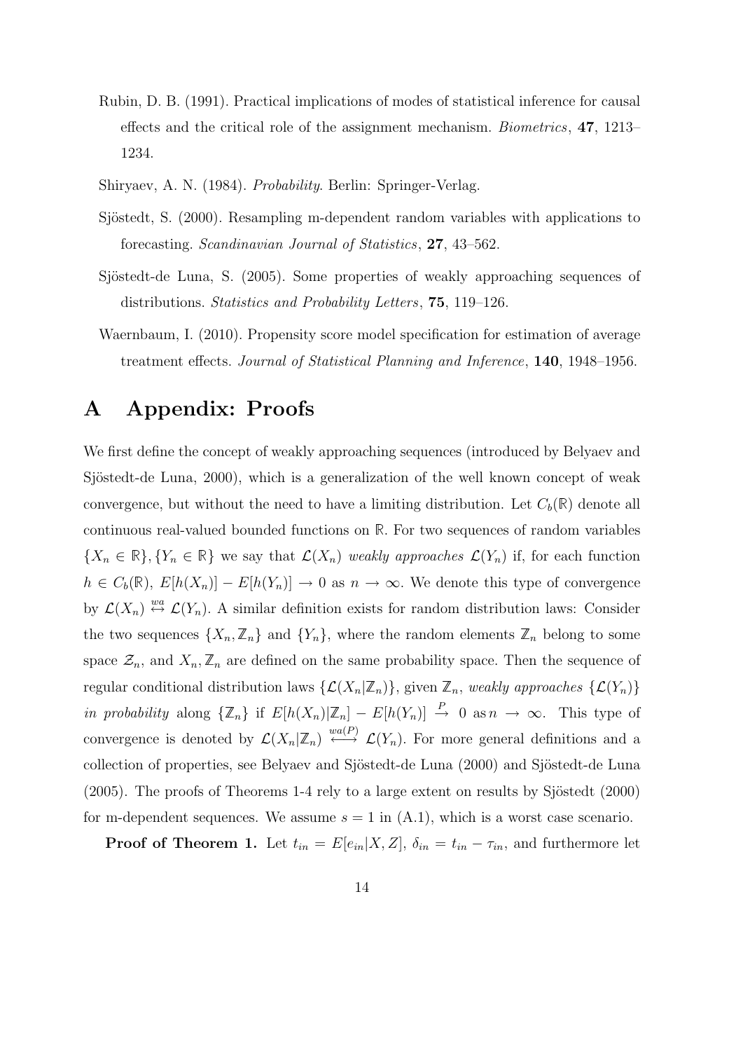Rubin, D. B. (1991). Practical implications of modes of statistical inference for causal effects and the critical role of the assignment mechanism. *Biometrics*, **47**, 1213–1234.

Shiryaev, A. N. (1984). *Probability*. Berlin: Springer-Verlag.

Sjöstedt, S. (2000). Resampling m-dependent random variables with applications to forecasting. *Scandinavian Journal of Statistics*, **27**, 43–562.

Sjöstedt-de Luna, S. (2005). Some properties of weakly approaching sequences of distributions. *Statistics and Probability Letters*, **75**, 119–126.

Waernbaum, I. (2010). Propensity score model specification for estimation of average treatment effects. *Journal of Statistical Planning and Inference*, **140**, 1948–1956.

# A Appendix: Proofs

We first define the concept of weakly approaching sequences (introduced by Belyaev and Sjöstedt-de Luna, 2000), which is a generalization of the well known concept of weak convergence, but without the need to have a limiting distribution. Let $C_b(\mathbb{R})$ denote all continuous real-valued bounded functions on $\mathbb{R}$. For two sequences of random variables $\{X_n \in \mathbb{R}\}, \{Y_n \in \mathbb{R}\}$ we say that $\mathcal{L}(X_n)$ *weakly approaches* $\mathcal{L}(Y_n)$ if, for each function $h \in C_b(\mathbb{R})$, $E[h(X_n)] - E[h(Y_n)] \to 0$ as $n \to \infty$. We denote this type of convergence by $\mathcal{L}(X_n) \overset{wa}{\leftrightarrow} \mathcal{L}(Y_n)$. A similar definition exists for random distribution laws: Consider the two sequences $\{X_n, \mathbb{Z}_n\}$ and $\{Y_n\}$, where the random elements $\mathbb{Z}_n$ belong to some space $\mathcal{Z}_n$, and $X_n, \mathbb{Z}_n$ are defined on the same probability space. Then the sequence of regular conditional distribution laws $\{\mathcal{L}(X_n|\mathbb{Z}_n)\}$, given $\mathbb{Z}_n$, *weakly approaches* $\{\mathcal{L}(Y_n)\}$ *in probability* along $\{\mathbb{Z}_n\}$ if $E[h(X_n)|\mathbb{Z}_n] - E[h(Y_n)] \overset{P}{\to} 0$ as $n \to \infty$. This type of convergence is denoted by $\mathcal{L}(X_n|\mathbb{Z}_n) \overset{wa(P)}{\longleftrightarrow} \mathcal{L}(Y_n)$. For more general definitions and a collection of properties, see Belyaev and Sjöstedt-de Luna (2000) and Sjöstedt-de Luna (2005). The proofs of Theorems 1-4 rely to a large extent on results by Sjöstedt (2000) for m-dependent sequences. We assume $s = 1$ in (A.1), which is a worst case scenario.

**Proof of Theorem 1.** Let $t_{in} = E[e_{in}|X, Z]$, $\delta_{in} = t_{in} - \tau_{in}$, and furthermore let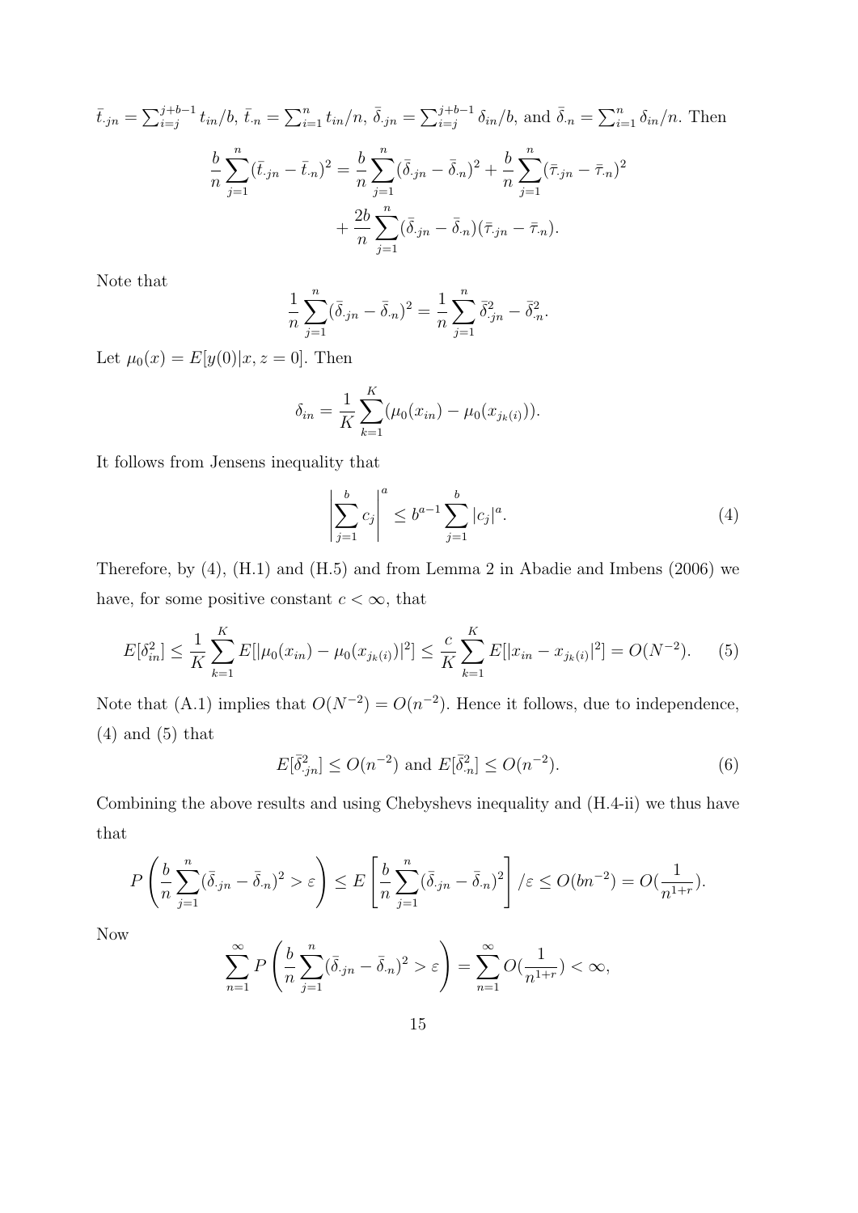$\bar{t}_{\cdot jn} = \sum_{i=j}^{j+b-1} t_{in}/b$, $\bar{t}_{\cdot n} = \sum_{i=1}^{n} t_{in}/n$, $\bar{\delta}_{\cdot jn} = \sum_{i=j}^{j+b-1} \delta_{in}/b$, and $\bar{\delta}_{\cdot n} = \sum_{i=1}^{n} \delta_{in}/n$. Then

$$\frac{b}{n}\sum_{j=1}^{n}(\bar{t}_{\cdot jn} - \bar{t}_{\cdot n})^2 = \frac{b}{n}\sum_{j=1}^{n}(\bar{\delta}_{\cdot jn} - \bar{\delta}_{\cdot n})^2 + \frac{b}{n}\sum_{j=1}^{n}(\bar{\tau}_{\cdot jn} - \bar{\tau}_{\cdot n})^2 + \frac{2b}{n}\sum_{j=1}^{n}(\bar{\delta}_{\cdot jn} - \bar{\delta}_{\cdot n})(\bar{\tau}_{\cdot jn} - \bar{\tau}_{\cdot n}).$$

Note that

$$\frac{1}{n}\sum_{j=1}^{n}(\bar{\delta}_{\cdot jn} - \bar{\delta}_{\cdot n})^2 = \frac{1}{n}\sum_{j=1}^{n}\bar{\delta}_{\cdot jn}^2 - \bar{\delta}_{\cdot n}^2.$$

Let $\mu_0(x) = E[y(0)|x, z = 0]$. Then

$$\delta_{in} = \frac{1}{K}\sum_{k=1}^{K}(\mu_0(x_{in}) - \mu_0(x_{j_k(i)})).$$

It follows from Jensens inequality that

$$\left|\sum_{j=1}^{b} c_j\right|^a \leq b^{a-1}\sum_{j=1}^{b}|c_j|^a. \tag{4}$$

Therefore, by (4), (H.1) and (H.5) and from Lemma 2 in Abadie and Imbens (2006) we have, for some positive constant $c < \infty$, that

$$E[\delta_{in}^2] \leq \frac{1}{K}\sum_{k=1}^{K}E[|\mu_0(x_{in}) - \mu_0(x_{j_k(i)})|^2] \leq \frac{c}{K}\sum_{k=1}^{K}E[|x_{in} - x_{j_k(i)}|^2] = O(N^{-2}). \tag{5}$$

Note that (A.1) implies that $O(N^{-2}) = O(n^{-2})$. Hence it follows, due to independence, (4) and (5) that

$$E[\bar{\delta}_{\cdot jn}^2] \leq O(n^{-2}) \text{ and } E[\bar{\delta}_{\cdot n}^2] \leq O(n^{-2}). \tag{6}$$

Combining the above results and using Chebyshevs inequality and (H.4-ii) we thus have that

$$P\left(\frac{b}{n}\sum_{j=1}^{n}(\bar{\delta}_{\cdot jn} - \bar{\delta}_{\cdot n})^2 > \varepsilon\right) \leq E\left[\frac{b}{n}\sum_{j=1}^{n}(\bar{\delta}_{\cdot jn} - \bar{\delta}_{\cdot n})^2\right]/\varepsilon \leq O(bn^{-2}) = O(\frac{1}{n^{1+r}}).$$

Now

$$\sum_{n=1}^{\infty}P\left(\frac{b}{n}\sum_{j=1}^{n}(\bar{\delta}_{\cdot jn} - \bar{\delta}_{\cdot n})^2 > \varepsilon\right) = \sum_{n=1}^{\infty}O(\frac{1}{n^{1+r}}) < \infty,$$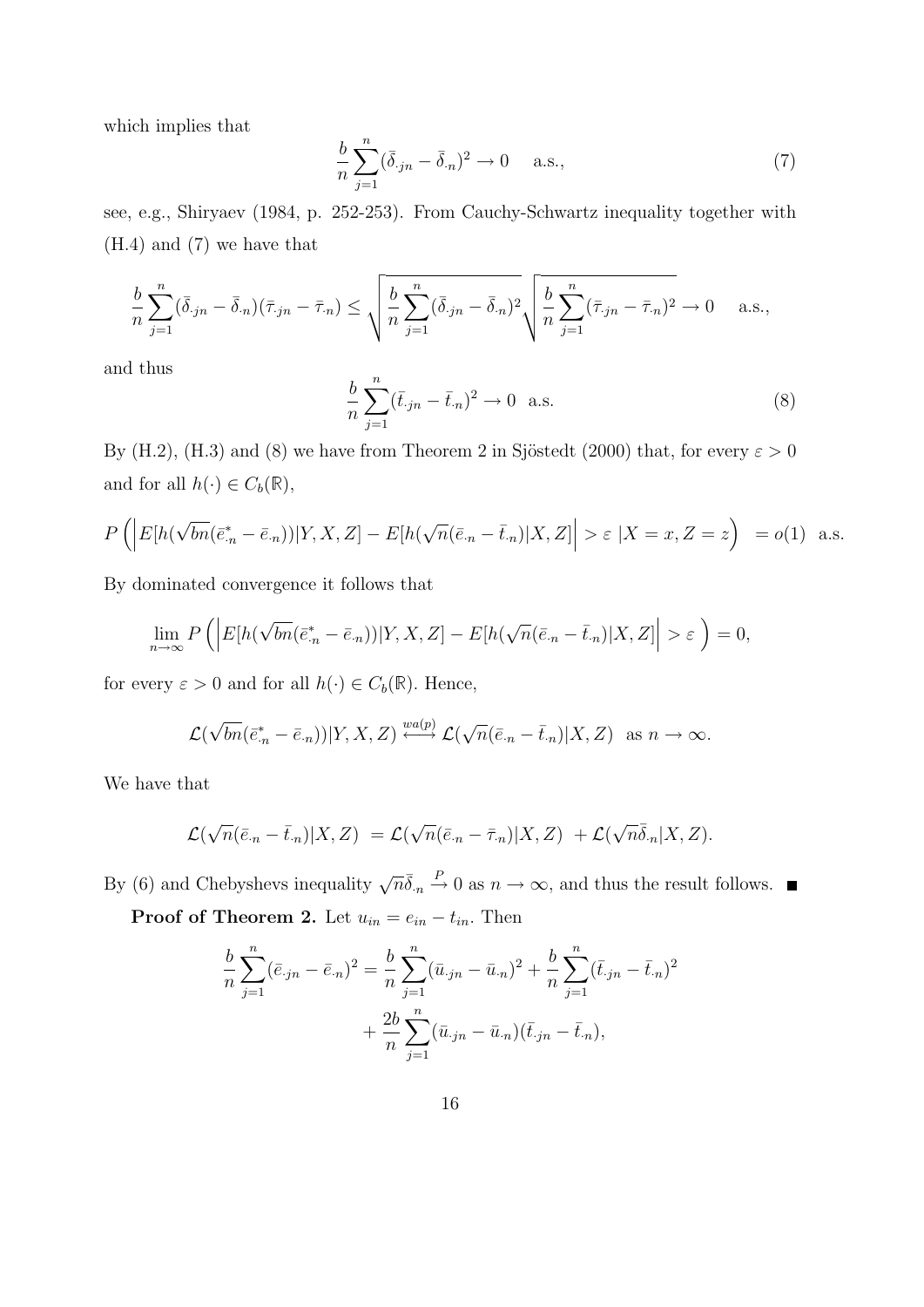which implies that

$$\frac{b}{n}\sum_{j=1}^{n}(\bar{\delta}_{\cdot jn}-\bar{\delta}_{\cdot n})^2 \to 0 \quad \text{a.s.,} \tag{7}$$

see, e.g., Shiryaev (1984, p. 252-253). From Cauchy-Schwartz inequality together with (H.4) and (7) we have that

$$\frac{b}{n}\sum_{j=1}^{n}(\bar{\delta}_{\cdot jn}-\bar{\delta}_{\cdot n})(\bar{\tau}_{\cdot jn}-\bar{\tau}_{\cdot n}) \le \sqrt{\frac{b}{n}\sum_{j=1}^{n}(\bar{\delta}_{\cdot jn}-\bar{\delta}_{\cdot n})^2}\sqrt{\frac{b}{n}\sum_{j=1}^{n}(\bar{\tau}_{\cdot jn}-\bar{\tau}_{\cdot n})^2} \to 0 \quad \text{a.s.,}$$

and thus

$$\frac{b}{n}\sum_{j=1}^{n}(\bar{t}_{\cdot jn}-\bar{t}_{\cdot n})^2 \to 0 \;\; \text{a.s.} \tag{8}$$

By (H.2), (H.3) and (8) we have from Theorem 2 in Sjöstedt (2000) that, for every $\varepsilon > 0$ and for all $h(\cdot) \in C_b(\mathbb{R})$,

$$P\left(\left|E[h(\sqrt{bn}(\bar{e}^*_{\cdot n}-\bar{e}_{\cdot n}))|Y,X,Z] - E[h(\sqrt{n}(\bar{e}_{\cdot n}-\bar{t}_{\cdot n}))|X,Z]\right| > \varepsilon \;|X=x, Z=z\right) \;= o(1) \;\; \text{a.s.}$$

By dominated convergence it follows that

$$\lim_{n\to\infty} P\left(\left|E[h(\sqrt{bn}(\bar{e}^*_{\cdot n}-\bar{e}_{\cdot n}))|Y,X,Z] - E[h(\sqrt{n}(\bar{e}_{\cdot n}-\bar{t}_{\cdot n}))|X,Z]\right| > \varepsilon\;\right) = 0,$$

for every $\varepsilon > 0$ and for all $h(\cdot) \in C_b(\mathbb{R})$. Hence,

$$\mathcal{L}(\sqrt{bn}(\bar{e}^*_{\cdot n}-\bar{e}_{\cdot n}))|Y,X,Z) \overset{wa(p)}{\longleftrightarrow} \mathcal{L}(\sqrt{n}(\bar{e}_{\cdot n}-\bar{t}_{\cdot n})|X,Z) \;\; \text{as } n \to \infty.$$

We have that

$$\mathcal{L}(\sqrt{n}(\bar{e}_{\cdot n}-\bar{t}_{\cdot n})|X,Z) \;= \mathcal{L}(\sqrt{n}(\bar{e}_{\cdot n}-\bar{\tau}_{\cdot n})|X,Z) \;+ \mathcal{L}(\sqrt{n}\bar{\delta}_{\cdot n}|X,Z).$$

By (6) and Chebyshevs inequality $\sqrt{n}\bar{\delta}_{\cdot n} \overset{P}{\to} 0$ as $n \to \infty$, and thus the result follows. ■

**Proof of Theorem 2.** Let $u_{in} = e_{in} - t_{in}$. Then

$$\frac{b}{n}\sum_{j=1}^{n}(\bar{e}_{\cdot jn}-\bar{e}_{\cdot n})^2 = \frac{b}{n}\sum_{j=1}^{n}(\bar{u}_{\cdot jn}-\bar{u}_{\cdot n})^2 + \frac{b}{n}\sum_{j=1}^{n}(\bar{t}_{\cdot jn}-\bar{t}_{\cdot n})^2 + \frac{2b}{n}\sum_{j=1}^{n}(\bar{u}_{\cdot jn}-\bar{u}_{\cdot n})(\bar{t}_{\cdot jn}-\bar{t}_{\cdot n}),$$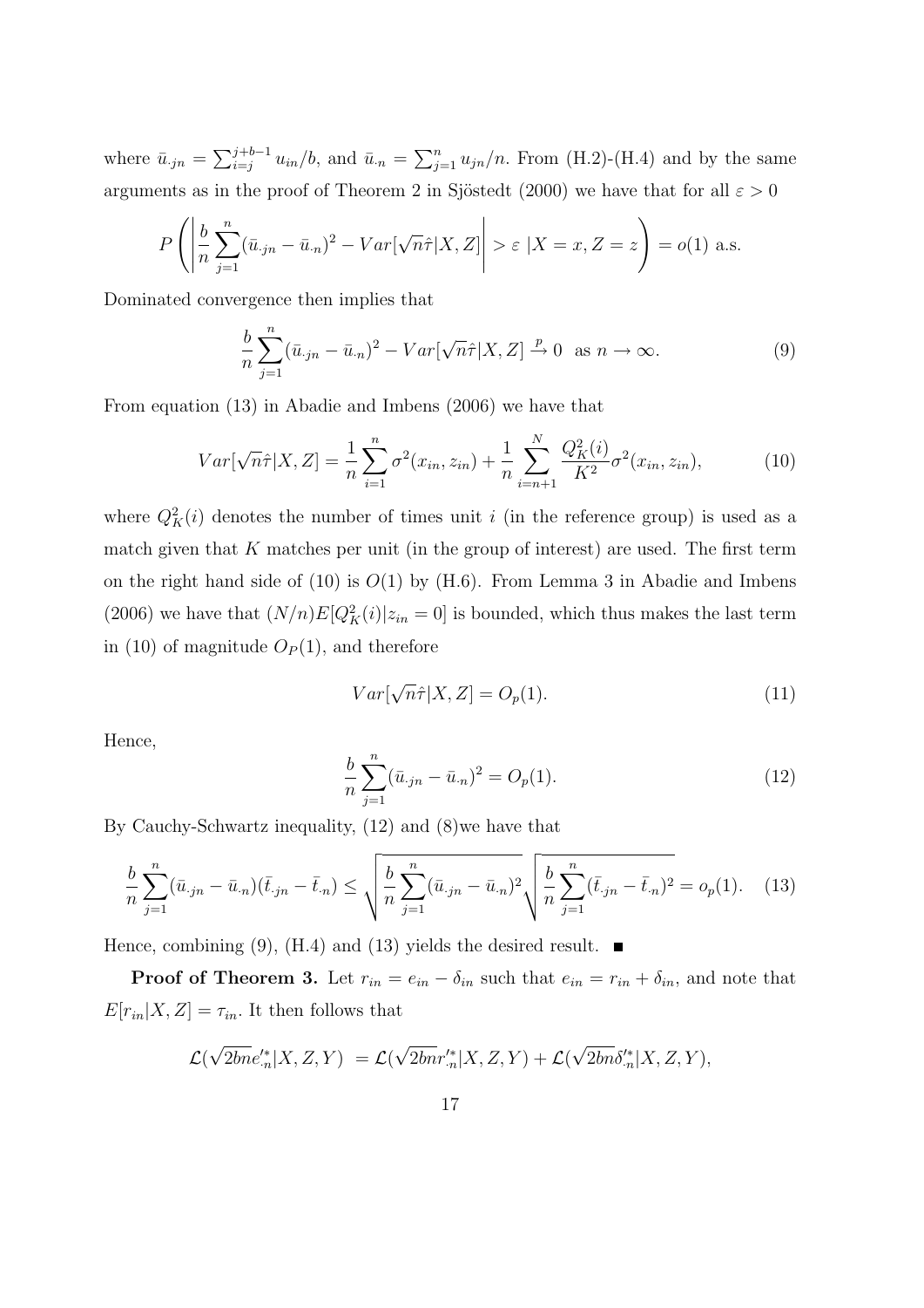where $\bar{u}_{\cdot jn} = \sum_{i=j}^{j+b-1} u_{in}/b$, and $\bar{u}_{\cdot n} = \sum_{j=1}^{n} u_{jn}/n$. From (H.2)-(H.4) and by the same arguments as in the proof of Theorem 2 in Sjöstedt (2000) we have that for all $\varepsilon > 0$

$$P\left( \left| \frac{b}{n} \sum_{j=1}^{n} (\bar{u}_{\cdot jn} - \bar{u}_{\cdot n})^2 - Var[\sqrt{n}\hat{\tau}|X, Z] \right| > \varepsilon \;|X = x, Z = z \right) = o(1) \text{ a.s.}$$

Dominated convergence then implies that

$$\frac{b}{n} \sum_{j=1}^{n} (\bar{u}_{\cdot jn} - \bar{u}_{\cdot n})^2 - Var[\sqrt{n}\hat{\tau}|X, Z] \xrightarrow{p} 0 \quad \text{as } n \to \infty. \tag{9}$$

From equation (13) in Abadie and Imbens (2006) we have that

$$Var[\sqrt{n}\hat{\tau}|X, Z] = \frac{1}{n} \sum_{i=1}^{n} \sigma^2(x_{in}, z_{in}) + \frac{1}{n} \sum_{i=n+1}^{N} \frac{Q_K^2(i)}{K^2} \sigma^2(x_{in}, z_{in}), \tag{10}$$

where $Q_K^2(i)$ denotes the number of times unit $i$ (in the reference group) is used as a match given that $K$ matches per unit (in the group of interest) are used. The first term on the right hand side of (10) is $O(1)$ by (H.6). From Lemma 3 in Abadie and Imbens (2006) we have that $(N/n)E[Q_K^2(i)|z_{in} = 0]$ is bounded, which thus makes the last term in (10) of magnitude $O_P(1)$, and therefore

$$Var[\sqrt{n}\hat{\tau}|X, Z] = O_p(1). \tag{11}$$

Hence,

$$\frac{b}{n} \sum_{j=1}^{n} (\bar{u}_{\cdot jn} - \bar{u}_{\cdot n})^2 = O_p(1). \tag{12}$$

By Cauchy-Schwartz inequality, (12) and (8)we have that

$$\frac{b}{n} \sum_{j=1}^{n} (\bar{u}_{\cdot jn} - \bar{u}_{\cdot n})(\bar{t}_{\cdot jn} - \bar{t}_{\cdot n}) \leq \sqrt{\frac{b}{n} \sum_{j=1}^{n} (\bar{u}_{\cdot jn} - \bar{u}_{\cdot n})^2} \sqrt{\frac{b}{n} \sum_{j=1}^{n} (\bar{t}_{\cdot jn} - \bar{t}_{\cdot n})^2} = o_p(1). \tag{13}$$

Hence, combining (9), (H.4) and (13) yields the desired result. ■

**Proof of Theorem 3.** Let $r_{in} = e_{in} - \delta_{in}$ such that $e_{in} = r_{in} + \delta_{in}$, and note that $E[r_{in}|X, Z] = \tau_{in}$. It then follows that

$$\mathcal{L}(\sqrt{2bn}e'^{*}_{\cdot n}|X, Z, Y) \;= \mathcal{L}(\sqrt{2bn}r'^{*}_{\cdot n}|X, Z, Y) + \mathcal{L}(\sqrt{2bn}\delta'^{*}_{\cdot n}|X, Z, Y),$$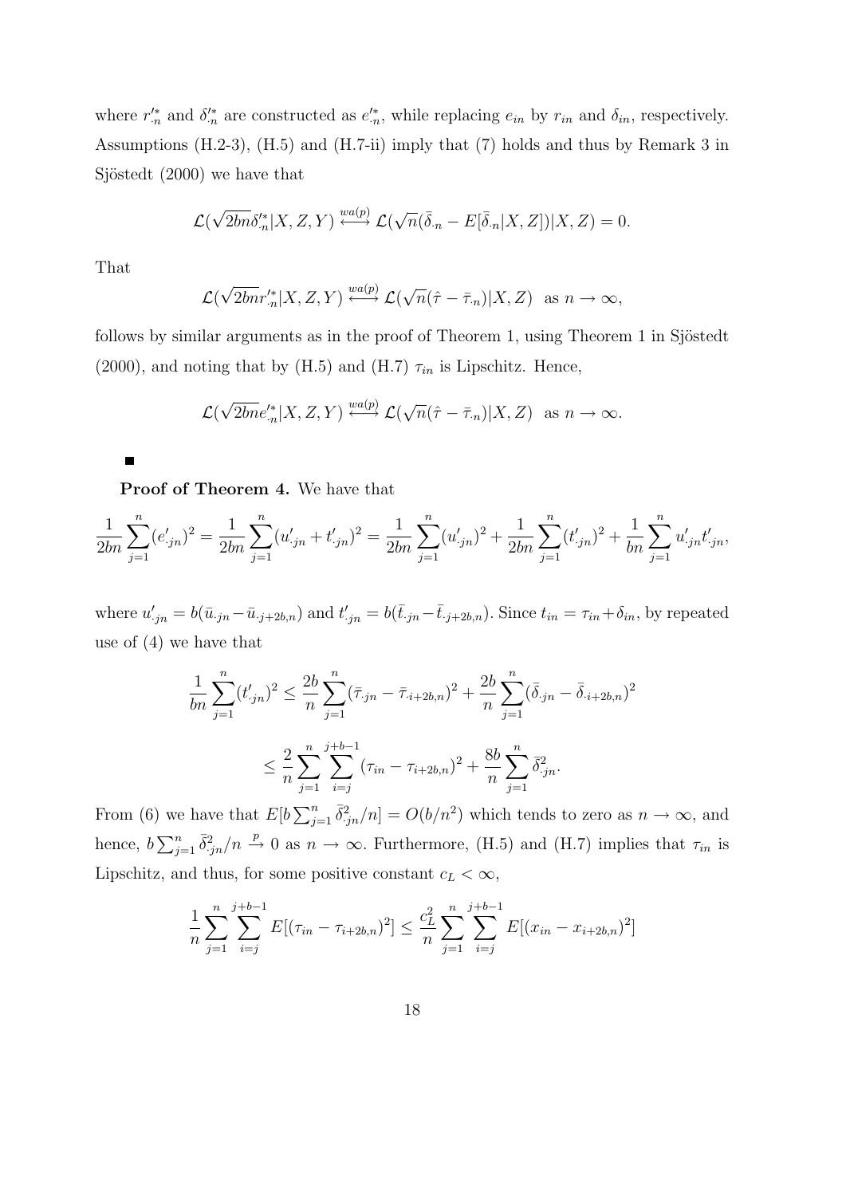where $r'^{*}_{\cdot n}$ and $\delta'^{*}_{\cdot n}$ are constructed as $e'^{*}_{\cdot n}$, while replacing $e_{in}$ by $r_{in}$ and $\delta_{in}$, respectively. Assumptions (H.2-3), (H.5) and (H.7-ii) imply that (7) holds and thus by Remark 3 in Sjöstedt (2000) we have that

$$\mathcal{L}(\sqrt{2bn}\delta'^{*}_{\cdot n}|X,Z,Y) \overset{wa(p)}{\longleftrightarrow} \mathcal{L}(\sqrt{n}(\bar{\delta}_{\cdot n} - E[\bar{\delta}_{\cdot n}|X,Z])|X,Z) = 0.$$

That

$$\mathcal{L}(\sqrt{2bn}r'^{*}_{\cdot n}|X,Z,Y) \overset{wa(p)}{\longleftrightarrow} \mathcal{L}(\sqrt{n}(\hat{\tau} - \bar{\tau}_{\cdot n})|X,Z) \ \text{ as } n \to \infty,$$

follows by similar arguments as in the proof of Theorem 1, using Theorem 1 in Sjöstedt (2000), and noting that by (H.5) and (H.7) $\tau_{in}$ is Lipschitz. Hence,

$$\mathcal{L}(\sqrt{2bn}e'^{*}_{\cdot n}|X,Z,Y) \overset{wa(p)}{\longleftrightarrow} \mathcal{L}(\sqrt{n}(\hat{\tau} - \bar{\tau}_{\cdot n})|X,Z) \ \text{ as } n \to \infty.$$

■

**Proof of Theorem 4.** We have that

$$\frac{1}{2bn}\sum_{j=1}^{n}(e'_{\cdot jn})^2 = \frac{1}{2bn}\sum_{j=1}^{n}(u'_{\cdot jn} + t'_{\cdot jn})^2 = \frac{1}{2bn}\sum_{j=1}^{n}(u'_{\cdot jn})^2 + \frac{1}{2bn}\sum_{j=1}^{n}(t'_{\cdot jn})^2 + \frac{1}{bn}\sum_{j=1}^{n}u'_{\cdot jn}t'_{\cdot jn},$$

where $u'_{\cdot jn} = b(\bar{u}_{\cdot jn} - \bar{u}_{\cdot j+2b,n})$ and $t'_{\cdot jn} = b(\bar{t}_{\cdot jn} - \bar{t}_{\cdot j+2b,n})$. Since $t_{in} = \tau_{in} + \delta_{in}$, by repeated use of (4) we have that

$$\frac{1}{bn}\sum_{j=1}^{n}(t'_{\cdot jn})^2 \le \frac{2b}{n}\sum_{j=1}^{n}(\bar{\tau}_{\cdot jn} - \bar{\tau}_{\cdot i+2b,n})^2 + \frac{2b}{n}\sum_{j=1}^{n}(\bar{\delta}_{\cdot jn} - \bar{\delta}_{\cdot i+2b,n})^2$$

$$\le \frac{2}{n}\sum_{j=1}^{n}\sum_{i=j}^{j+b-1}(\tau_{in} - \tau_{i+2b,n})^2 + \frac{8b}{n}\sum_{j=1}^{n}\bar{\delta}^2_{\cdot jn}.$$

From (6) we have that $E[b\sum_{j=1}^{n}\bar{\delta}^2_{\cdot jn}/n] = O(b/n^2)$ which tends to zero as $n \to \infty$, and hence, $b\sum_{j=1}^{n}\bar{\delta}^2_{\cdot jn}/n \xrightarrow{p} 0$ as $n \to \infty$. Furthermore, (H.5) and (H.7) implies that $\tau_{in}$ is Lipschitz, and thus, for some positive constant $c_L < \infty$,

$$\frac{1}{n}\sum_{j=1}^{n}\sum_{i=j}^{j+b-1}E[(\tau_{in} - \tau_{i+2b,n})^2] \le \frac{c_L^2}{n}\sum_{j=1}^{n}\sum_{i=j}^{j+b-1}E[(x_{in} - x_{i+2b,n})^2]$$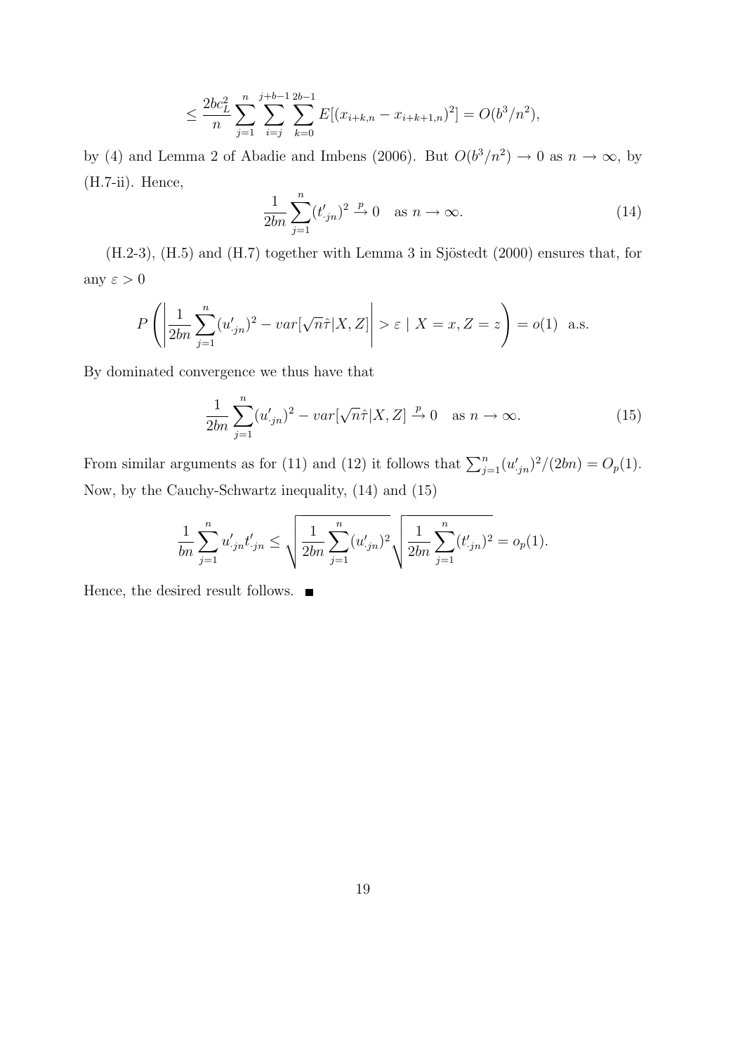$$\leq \frac{2bc_L^2}{n}\sum_{j=1}^{n}\sum_{i=j}^{j+b-1}\sum_{k=0}^{2b-1} E[(x_{i+k,n}-x_{i+k+1,n})^2] = O(b^3/n^2),$$

by (4) and Lemma 2 of Abadie and Imbens (2006). But $O(b^3/n^2) \to 0$ as $n \to \infty$, by (H.7-ii). Hence,

$$\frac{1}{2bn}\sum_{j=1}^{n}(t'_{\cdot jn})^2 \xrightarrow{p} 0 \quad \text{as } n \to \infty. \tag{14}$$

(H.2-3), (H.5) and (H.7) together with Lemma 3 in Sjöstedt (2000) ensures that, for any $\varepsilon > 0$

$$P\left(\left|\frac{1}{2bn}\sum_{j=1}^{n}(u'_{\cdot jn})^2 - var[\sqrt{n}\hat{\tau}|X,Z]\right| > \varepsilon \mid X = x, Z = z\right) = o(1) \text{ a.s.}$$

By dominated convergence we thus have that

$$\frac{1}{2bn}\sum_{j=1}^{n}(u'_{\cdot jn})^2 - var[\sqrt{n}\hat{\tau}|X,Z] \xrightarrow{p} 0 \quad \text{as } n \to \infty. \tag{15}$$

From similar arguments as for (11) and (12) it follows that $\sum_{j=1}^{n}(u'_{\cdot jn})^2/(2bn) = O_p(1)$. Now, by the Cauchy-Schwartz inequality, (14) and (15)

$$\frac{1}{bn}\sum_{j=1}^{n}u'_{\cdot jn}t'_{\cdot jn} \leq \sqrt{\frac{1}{2bn}\sum_{j=1}^{n}(u'_{\cdot jn})^2}\sqrt{\frac{1}{2bn}\sum_{j=1}^{n}(t'_{\cdot jn})^2} = o_p(1).$$

Hence, the desired result follows. ■